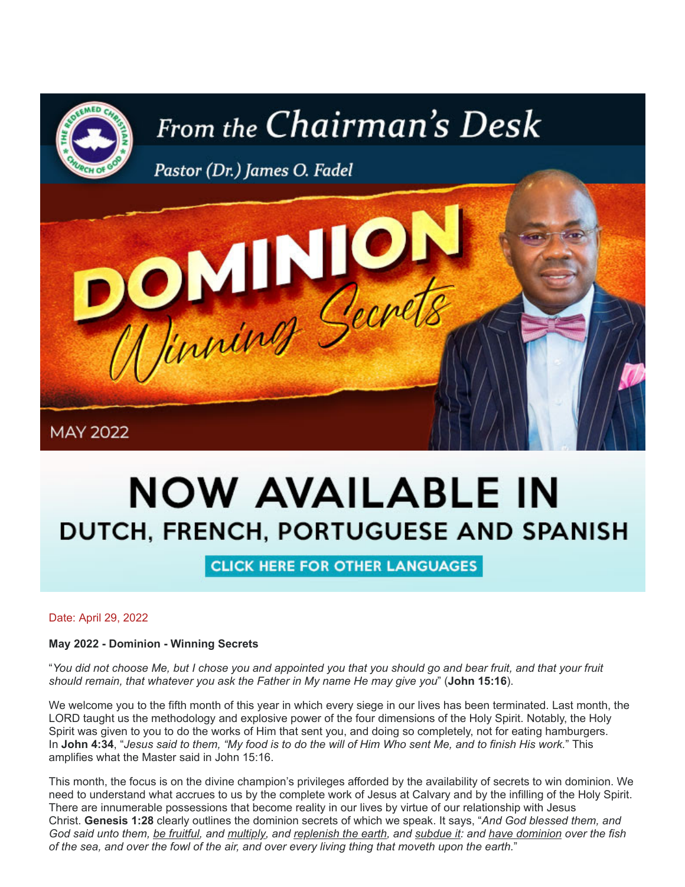# From the Chairman's Desk

*Pastor (Dr.) James O. Fadel*

**DOMINION** *Winning Secrets*

MAY 2022

## NOW AVAILABLE IN DUTCH, FRENCH, PORTUGUESE AND SPANISH

CLICK HERE FOR OTHER LANGUAGES

Date: April 29, 2022

**May 2022 - Dominion - Winning Secrets**

"*You did not choose Me, but I chose you and appointed you that you should go and bear fruit, and that your fruit should remain, that whatever you ask the Father in My name He may give you*" (**John 15:16**).

We welcome you to the fifth month of this year in which every siege in our lives has been terminated. Last month, the LORD taught us the methodology and explosive power of the four dimensions of the Holy Spirit. Notably, the Holy Spirit was given to you to do the works of Him that sent you, and doing so completely, not for eating hamburgers. In **John 4:34**, "*Jesus said to them, "My food is to do the will of Him Who sent Me, and to finish His work.*" This amplifies what the Master said in John 15:16.

This month, the focus is on the divine champion's privileges afforded by the availability of secrets to win dominion. We need to understand what accrues to us by the complete work of Jesus at Calvary and by the infilling of the Holy Spirit. There are innumerable possessions that become reality in our lives by virtue of our relationship with Jesus Christ. **Genesis 1:28** clearly outlines the dominion secrets of which we speak. It says, "*And God blessed them, and God said unto them, <u>be fruitful</u>, and <u>multiply</u>, and <u>replenish the earth</u>, and <u>subdue it</u>: and <u>have dominion</u> over the fish of the sea, and over the fowl of the air, and over every living thing that moveth upon the earth.*"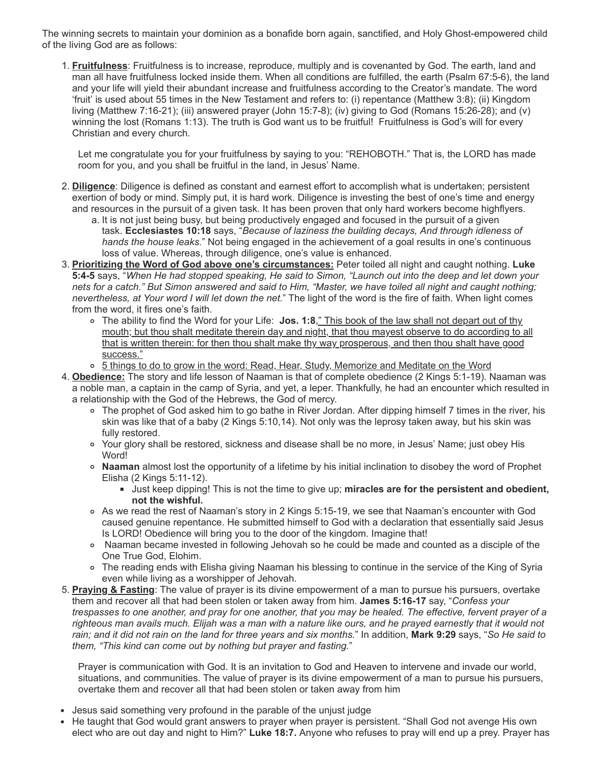The winning secrets to maintain your dominion as a bonafide born again, sanctified, and Holy Ghost-empowered child of the living God are as follows:

1. **Fruitfulness**: Fruitfulness is to increase, reproduce, multiply and is covenanted by God. The earth, land and man all have fruitfulness locked inside them. When all conditions are fulfilled, the earth (Psalm 67:5-6), the land and your life will yield their abundant increase and fruitfulness according to the Creator's mandate. The word 'fruit' is used about 55 times in the New Testament and refers to: (i) repentance (Matthew 3:8); (ii) Kingdom living (Matthew 7:16-21); (iii) answered prayer (John 15:7-8); (iv) giving to God (Romans 15:26-28); and (v) winning the lost (Romans 1:13). The truth is God want us to be fruitful! Fruitfulness is God's will for every Christian and every church.

   Let me congratulate you for your fruitfulness by saying to you: "REHOBOTH." That is, the LORD has made room for you, and you shall be fruitful in the land, in Jesus' Name.

2. **Diligence**: Diligence is defined as constant and earnest effort to accomplish what is undertaken; persistent exertion of body or mind. Simply put, it is hard work. Diligence is investing the best of one's time and energy and resources in the pursuit of a given task. It has been proven that only hard workers become highflyers.
   a. It is not just being busy, but being productively engaged and focused in the pursuit of a given task. **Ecclesiastes 10:18** says, "*Because of laziness the building decays, And through idleness of hands the house leaks.*" Not being engaged in the achievement of a goal results in one's continuous loss of value. Whereas, through diligence, one's value is enhanced.
3. **Prioritizing the Word of God above one's circumstances:** Peter toiled all night and caught nothing. **Luke 5:4-5** says, "*When He had stopped speaking, He said to Simon, "Launch out into the deep and let down your nets for a catch." But Simon answered and said to Him, "Master, we have toiled all night and caught nothing; nevertheless, at Your word I will let down the net.*" The light of the word is the fire of faith. When light comes from the word, it fires one's faith.
   - The ability to find the Word for your Life: **Jos. 1:8**," This book of the law shall not depart out of thy mouth; but thou shalt meditate therein day and night, that thou mayest observe to do according to all that is written therein: for then thou shalt make thy way prosperous, and then thou shalt have good success."
   - 5 things to do to grow in the word: Read, Hear, Study, Memorize and Meditate on the Word
4. **Obedience:** The story and life lesson of Naaman is that of complete obedience (2 Kings 5:1-19). Naaman was a noble man, a captain in the camp of Syria, and yet, a leper. Thankfully, he had an encounter which resulted in a relationship with the God of the Hebrews, the God of mercy.
   - The prophet of God asked him to go bathe in River Jordan. After dipping himself 7 times in the river, his skin was like that of a baby (2 Kings 5:10,14). Not only was the leprosy taken away, but his skin was fully restored.
   - Your glory shall be restored, sickness and disease shall be no more, in Jesus' Name; just obey His Word!
   - **Naaman** almost lost the opportunity of a lifetime by his initial inclination to disobey the word of Prophet Elisha (2 Kings 5:11-12).
     - Just keep dipping! This is not the time to give up; **miracles are for the persistent and obedient, not the wishful.**
   - As we read the rest of Naaman's story in 2 Kings 5:15-19, we see that Naaman's encounter with God caused genuine repentance. He submitted himself to God with a declaration that essentially said Jesus Is LORD! Obedience will bring you to the door of the kingdom. Imagine that!
   - Naaman became invested in following Jehovah so he could be made and counted as a disciple of the One True God, Elohim.
   - The reading ends with Elisha giving Naaman his blessing to continue in the service of the King of Syria even while living as a worshipper of Jehovah.
5. **Praying & Fasting**: The value of prayer is its divine empowerment of a man to pursue his pursuers, overtake them and recover all that had been stolen or taken away from him. **James 5:16-17** say, "*Confess your trespasses to one another, and pray for one another, that you may be healed. The effective, fervent prayer of a righteous man avails much. Elijah was a man with a nature like ours, and he prayed earnestly that it would not rain; and it did not rain on the land for three years and six months.*" In addition, **Mark 9:29** says, "*So He said to them, "This kind can come out by nothing but prayer and fasting.*"

   Prayer is communication with God. It is an invitation to God and Heaven to intervene and invade our world, situations, and communities. The value of prayer is its divine empowerment of a man to pursue his pursuers, overtake them and recover all that had been stolen or taken away from him

- Jesus said something very profound in the parable of the unjust judge
- He taught that God would grant answers to prayer when prayer is persistent. "Shall God not avenge His own elect who are out day and night to Him?" **Luke 18:7.** Anyone who refuses to pray will end up a prey. Prayer has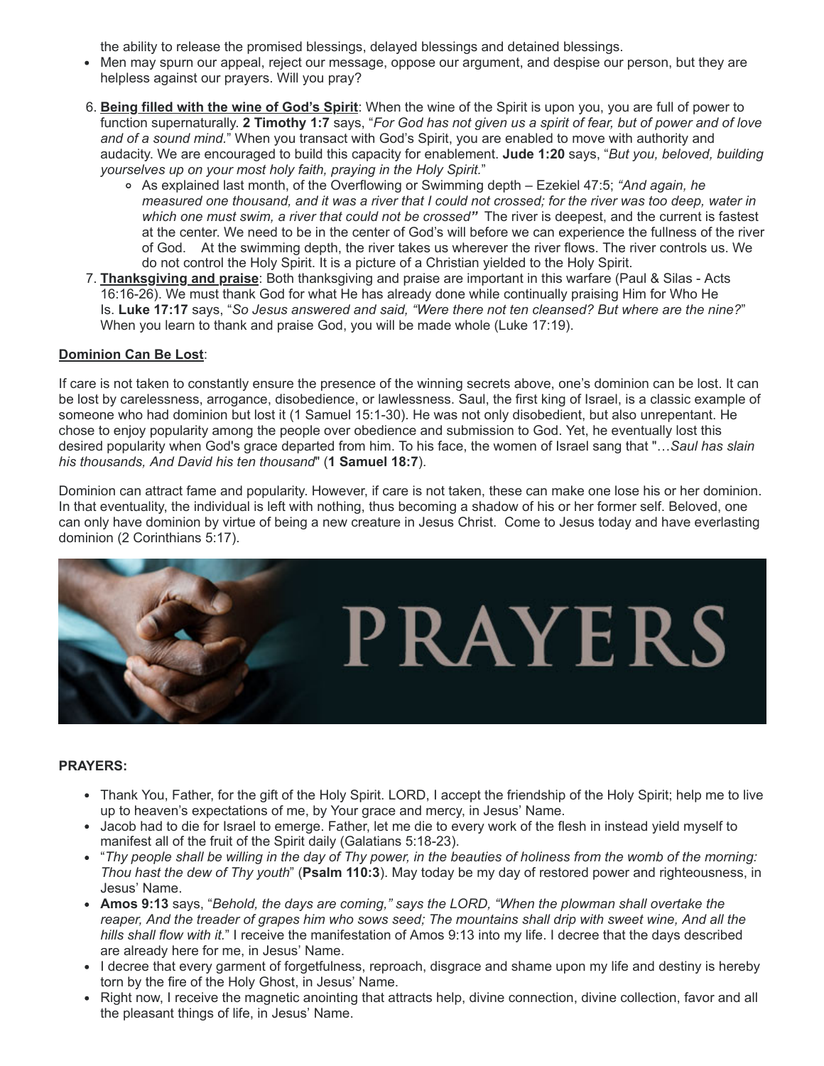the ability to release the promised blessings, delayed blessings and detained blessings.

- Men may spurn our appeal, reject our message, oppose our argument, and despise our person, but they are helpless against our prayers. Will you pray?

6. **Being filled with the wine of God's Spirit**: When the wine of the Spirit is upon you, you are full of power to function supernaturally. **2 Timothy 1:7** says, "*For God has not given us a spirit of fear, but of power and of love and of a sound mind.*" When you transact with God's Spirit, you are enabled to move with authority and audacity. We are encouraged to build this capacity for enablement. **Jude 1:20** says, "*But you, beloved, building yourselves up on your most holy faith, praying in the Holy Spirit.*"
    - As explained last month, of the Overflowing or Swimming depth – Ezekiel 47:5; *"And again, he measured one thousand, and it was a river that I could not crossed; for the river was too deep, water in which one must swim, a river that could not be crossed"* The river is deepest, and the current is fastest at the center. We need to be in the center of God's will before we can experience the fullness of the river of God. At the swimming depth, the river takes us wherever the river flows. The river controls us. We do not control the Holy Spirit. It is a picture of a Christian yielded to the Holy Spirit.
7. **Thanksgiving and praise**: Both thanksgiving and praise are important in this warfare (Paul & Silas - Acts 16:16-26). We must thank God for what He has already done while continually praising Him for Who He Is. **Luke 17:17** says, "*So Jesus answered and said, "Were there not ten cleansed? But where are the nine?*" When you learn to thank and praise God, you will be made whole (Luke 17:19).

**Dominion Can Be Lost**:

If care is not taken to constantly ensure the presence of the winning secrets above, one's dominion can be lost. It can be lost by carelessness, arrogance, disobedience, or lawlessness. Saul, the first king of Israel, is a classic example of someone who had dominion but lost it (1 Samuel 15:1-30). He was not only disobedient, but also unrepentant. He chose to enjoy popularity among the people over obedience and submission to God. Yet, he eventually lost this desired popularity when God's grace departed from him. To his face, the women of Israel sang that "…*Saul has slain his thousands, And David his ten thousand*" (**1 Samuel 18:7**).

Dominion can attract fame and popularity. However, if care is not taken, these can make one lose his or her dominion. In that eventuality, the individual is left with nothing, thus becoming a shadow of his or her former self. Beloved, one can only have dominion by virtue of being a new creature in Jesus Christ. Come to Jesus today and have everlasting dominion (2 Corinthians 5:17).

PRAYERS

**PRAYERS:**

- Thank You, Father, for the gift of the Holy Spirit. LORD, I accept the friendship of the Holy Spirit; help me to live up to heaven's expectations of me, by Your grace and mercy, in Jesus' Name.
- Jacob had to die for Israel to emerge. Father, let me die to every work of the flesh in instead yield myself to manifest all of the fruit of the Spirit daily (Galatians 5:18-23).
- "*Thy people shall be willing in the day of Thy power, in the beauties of holiness from the womb of the morning: Thou hast the dew of Thy youth*" (**Psalm 110:3**). May today be my day of restored power and righteousness, in Jesus' Name.
- **Amos 9:13** says, "*Behold, the days are coming," says the LORD, "When the plowman shall overtake the reaper, And the treader of grapes him who sows seed; The mountains shall drip with sweet wine, And all the hills shall flow with it.*" I receive the manifestation of Amos 9:13 into my life. I decree that the days described are already here for me, in Jesus' Name.
- I decree that every garment of forgetfulness, reproach, disgrace and shame upon my life and destiny is hereby torn by the fire of the Holy Ghost, in Jesus' Name.
- Right now, I receive the magnetic anointing that attracts help, divine connection, divine collection, favor and all the pleasant things of life, in Jesus' Name.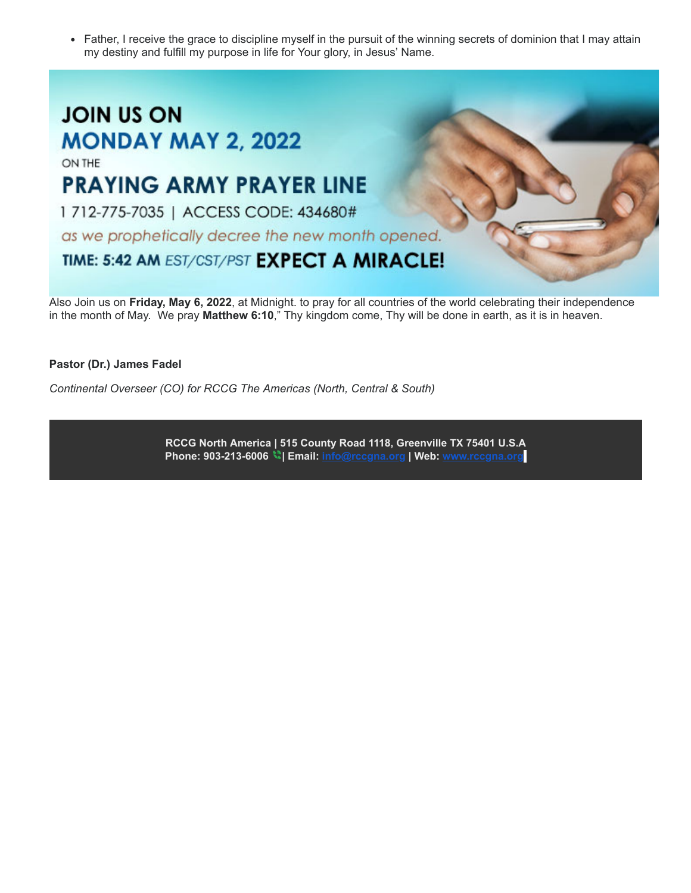- Father, I receive the grace to discipline myself in the pursuit of the winning secrets of dominion that I may attain my destiny and fulfill my purpose in life for Your glory, in Jesus' Name.

JOIN US ON
MONDAY MAY 2, 2022
ON THE
PRAYING ARMY PRAYER LINE
1 712-775-7035 | ACCESS CODE: 434680#
as we prophetically decree the new month opened.
TIME: 5:42 AM EST/CST/PST EXPECT A MIRACLE!

Also Join us on **Friday, May 6, 2022**, at Midnight. to pray for all countries of the world celebrating their independence in the month of May. We pray **Matthew 6:10**," Thy kingdom come, Thy will be done in earth, as it is in heaven.

**Pastor (Dr.) James Fadel**

*Continental Overseer (CO) for RCCG The Americas (North, Central & South)*

**RCCG North America | 515 County Road 1118, Greenville TX 75401 U.S.A**
**Phone: 903-213-6006 | Email: info@rccgna.org | Web: www.rccgna.org**